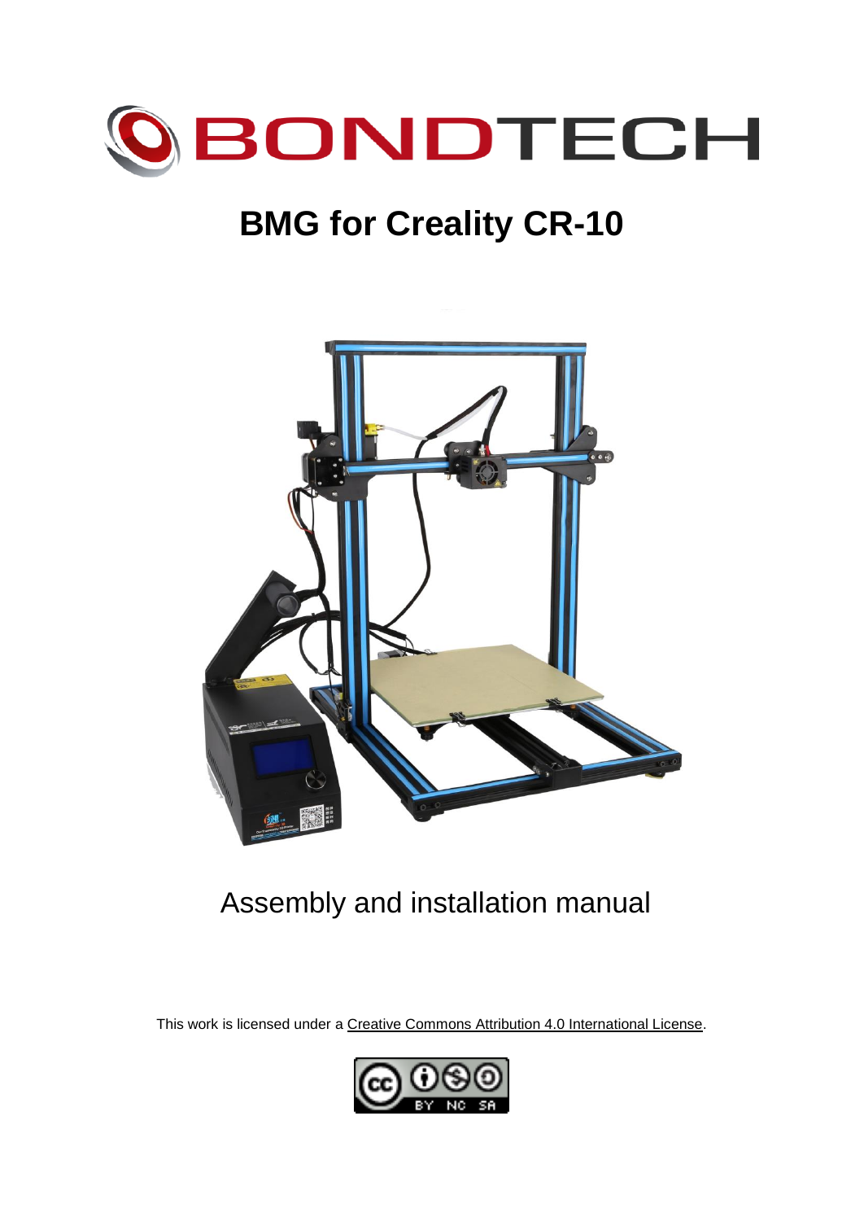# BONDTECH

# BMG for Creality CR-10

Assembly and installation manual

This work is licensed under a Creative Commons Attribution 4.0 International License.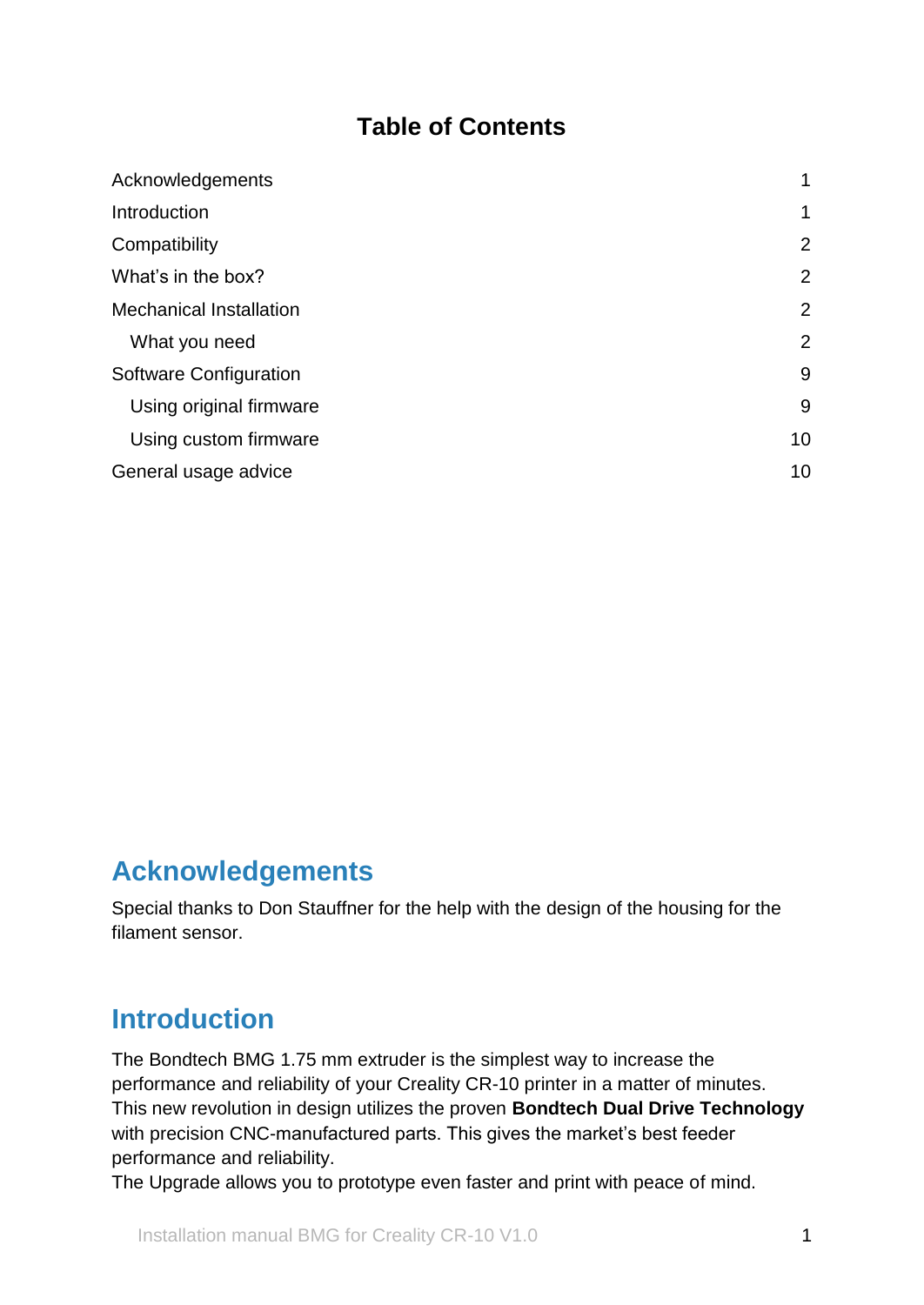# Table of Contents

| | |
|---|---|
| Acknowledgements | 1 |
| Introduction | 1 |
| Compatibility | 2 |
| What's in the box? | 2 |
| Mechanical Installation | 2 |
| What you need | 2 |
| Software Configuration | 9 |
| Using original firmware | 9 |
| Using custom firmware | 10 |
| General usage advice | 10 |

## Acknowledgements

Special thanks to Don Stauffner for the help with the design of the housing for the filament sensor.

## Introduction

The Bondtech BMG 1.75 mm extruder is the simplest way to increase the performance and reliability of your Creality CR-10 printer in a matter of minutes. This new revolution in design utilizes the proven **Bondtech Dual Drive Technology** with precision CNC-manufactured parts. This gives the market's best feeder performance and reliability.
The Upgrade allows you to prototype even faster and print with peace of mind.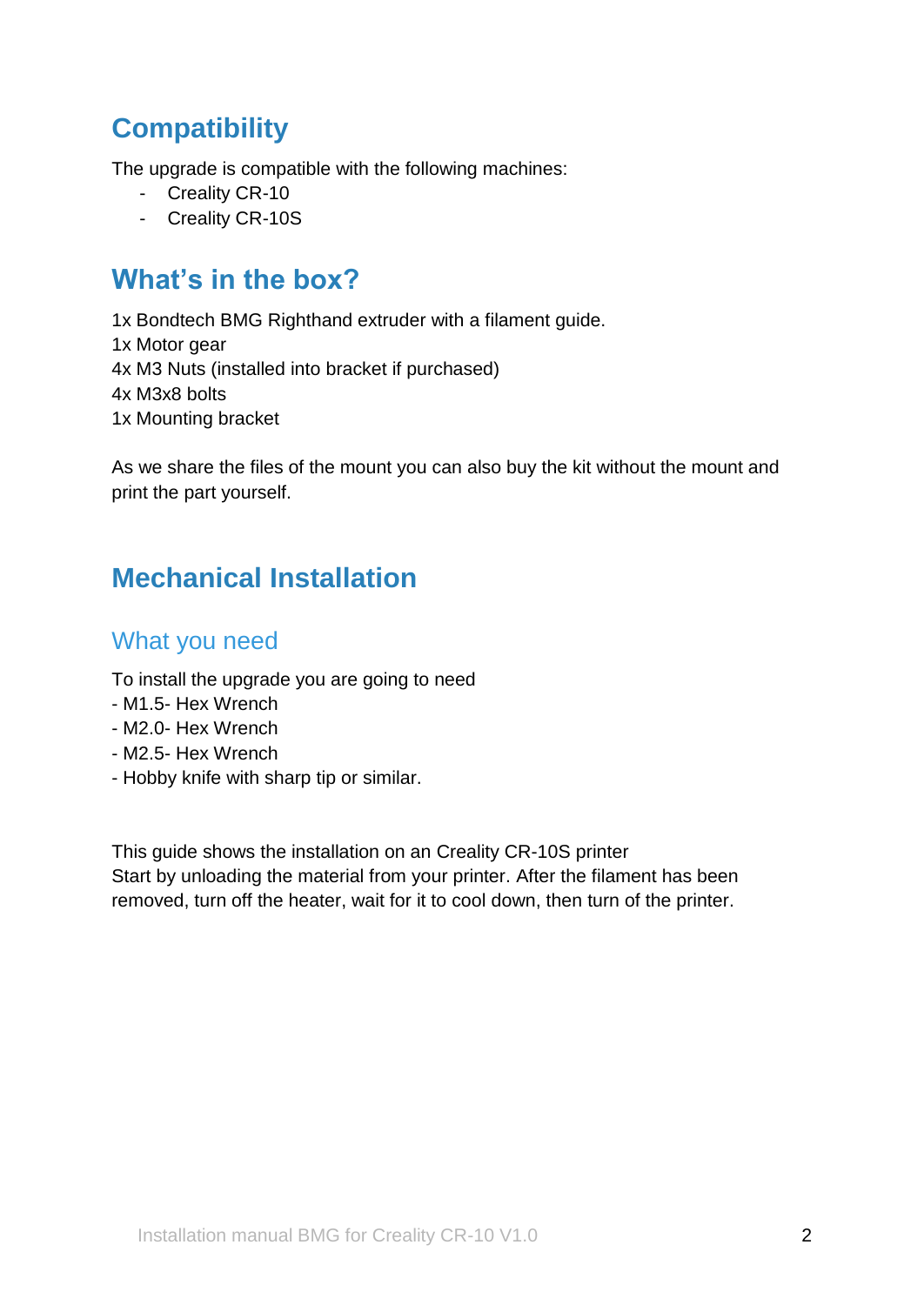## Compatibility

The upgrade is compatible with the following machines:

- Creality CR-10
- Creality CR-10S

## What's in the box?

1x Bondtech BMG Righthand extruder with a filament guide.
1x Motor gear
4x M3 Nuts (installed into bracket if purchased)
4x M3x8 bolts
1x Mounting bracket

As we share the files of the mount you can also buy the kit without the mount and print the part yourself.

## Mechanical Installation

### What you need

To install the upgrade you are going to need
- M1.5- Hex Wrench
- M2.0- Hex Wrench
- M2.5- Hex Wrench
- Hobby knife with sharp tip or similar.

This guide shows the installation on an Creality CR-10S printer
Start by unloading the material from your printer. After the filament has been removed, turn off the heater, wait for it to cool down, then turn of the printer.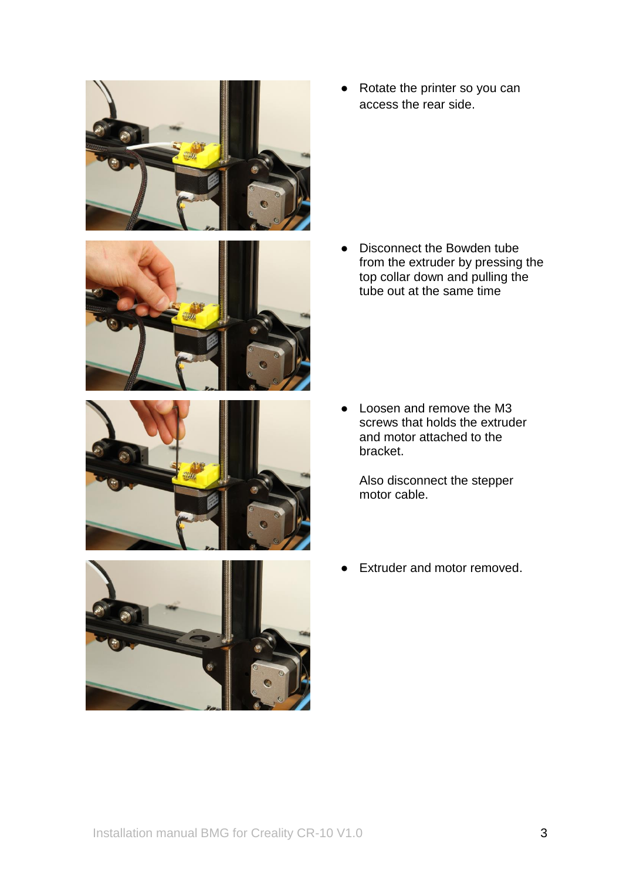- Rotate the printer so you can access the rear side.

- Disconnect the Bowden tube from the extruder by pressing the top collar down and pulling the tube out at the same time

- Loosen and remove the M3 screws that holds the extruder and motor attached to the bracket.

  Also disconnect the stepper motor cable.

- Extruder and motor removed.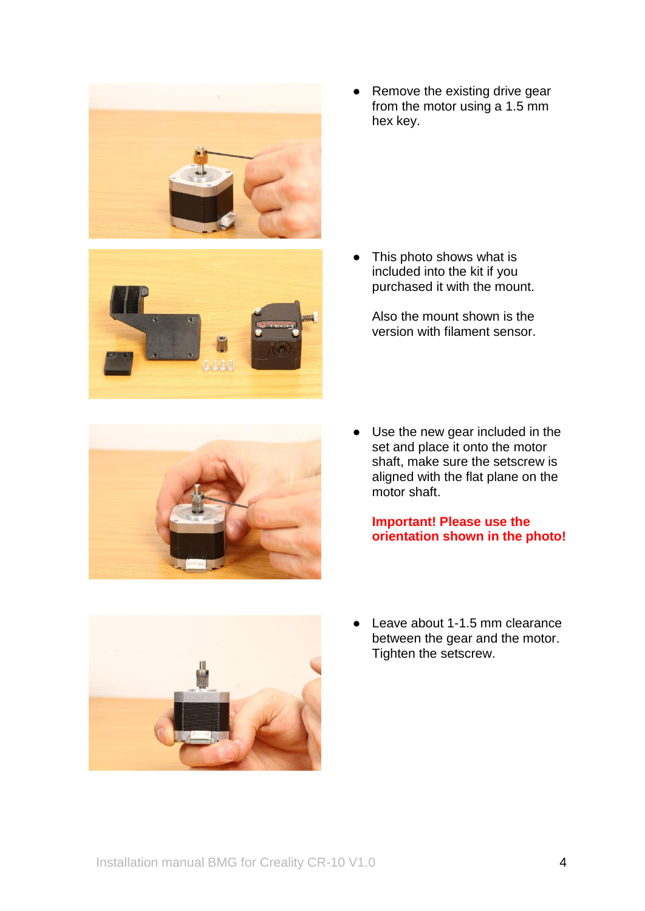- Remove the existing drive gear from the motor using a 1.5 mm hex key.

- This photo shows what is included into the kit if you purchased it with the mount.

  Also the mount shown is the version with filament sensor.

- Use the new gear included in the set and place it onto the motor shaft, make sure the setscrew is aligned with the flat plane on the motor shaft.

  **Important! Please use the orientation shown in the photo!**

- Leave about 1-1.5 mm clearance between the gear and the motor. Tighten the setscrew.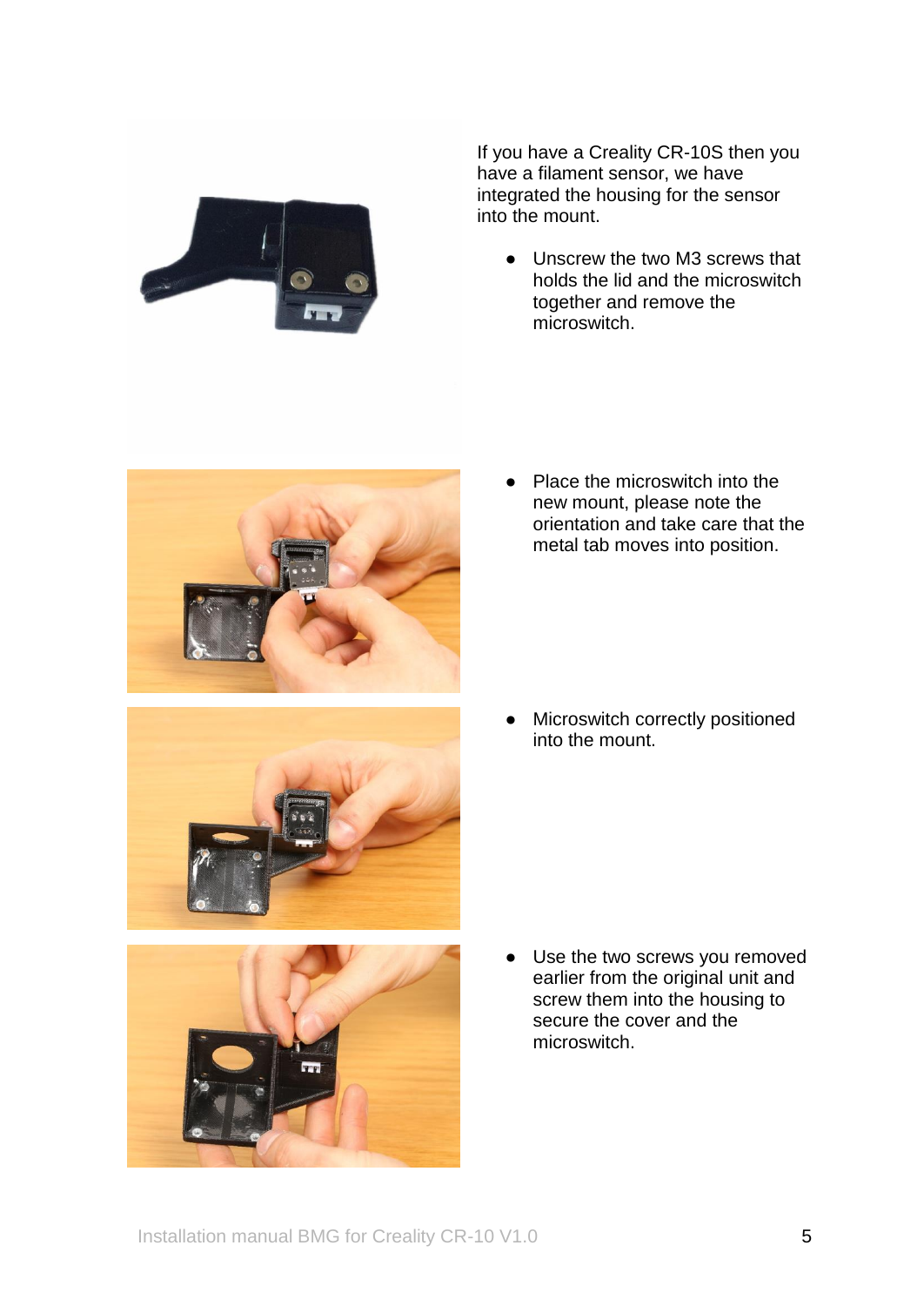If you have a Creality CR-10S then you have a filament sensor, we have integrated the housing for the sensor into the mount.

- Unscrew the two M3 screws that holds the lid and the microswitch together and remove the microswitch.

- Place the microswitch into the new mount, please note the orientation and take care that the metal tab moves into position.

- Microswitch correctly positioned into the mount.

- Use the two screws you removed earlier from the original unit and screw them into the housing to secure the cover and the microswitch.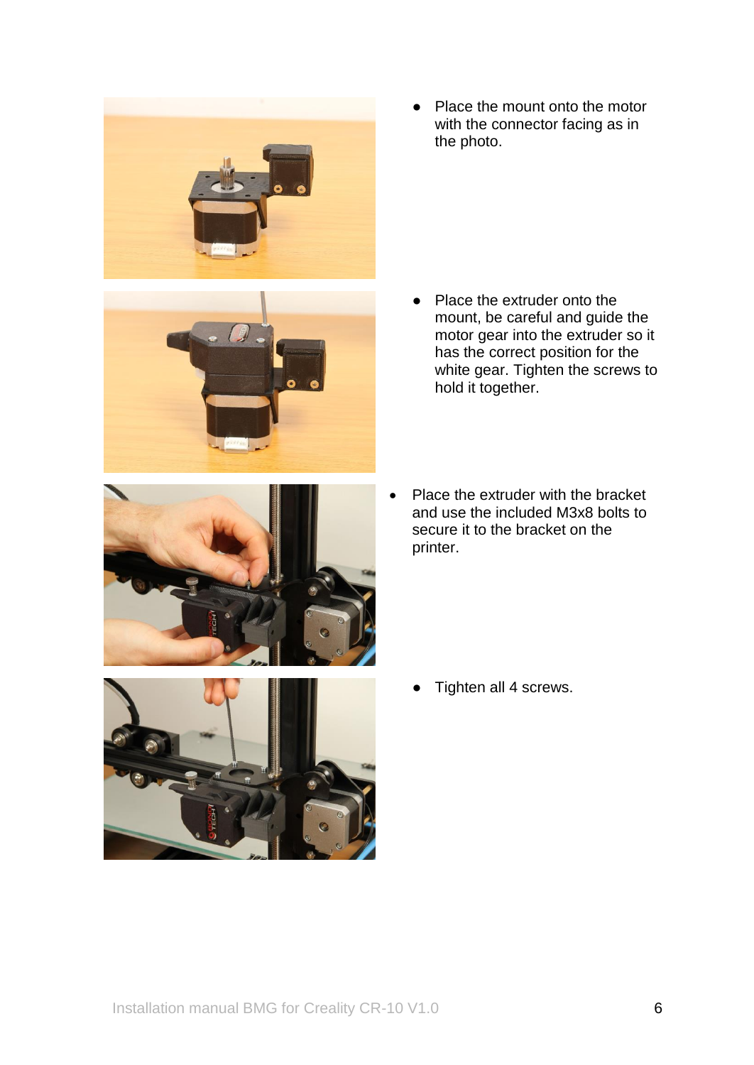- Place the mount onto the motor with the connector facing as in the photo.

- Place the extruder onto the mount, be careful and guide the motor gear into the extruder so it has the correct position for the white gear. Tighten the screws to hold it together.

- Place the extruder with the bracket and use the included M3x8 bolts to secure it to the bracket on the printer.

- Tighten all 4 screws.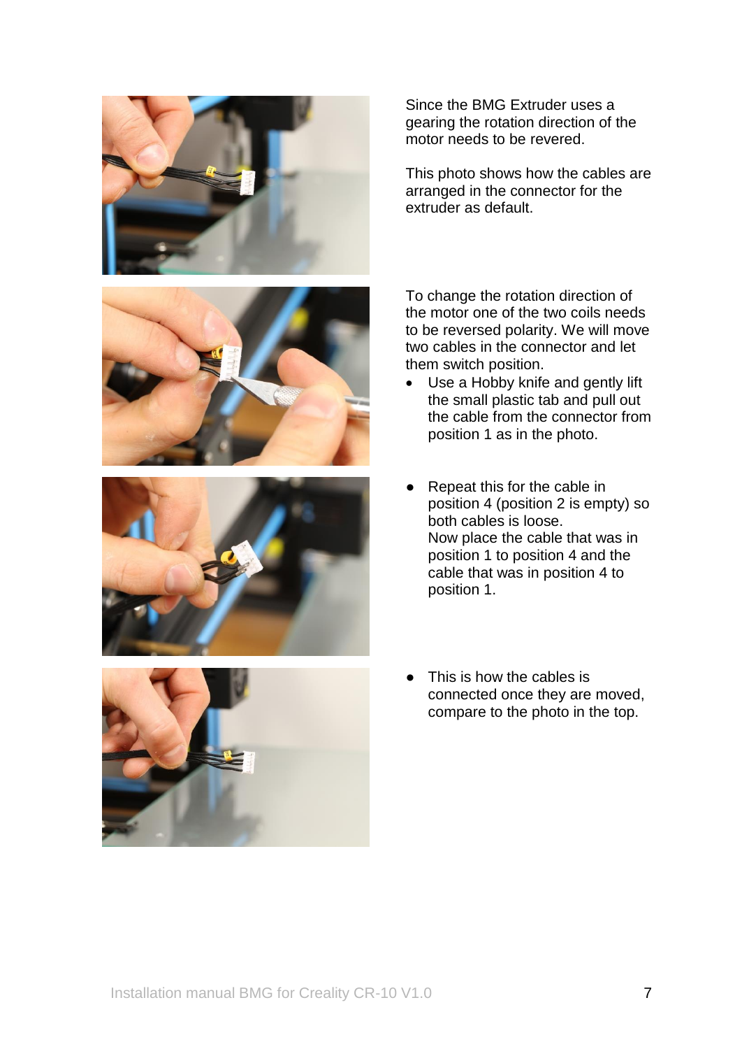Since the BMG Extruder uses a gearing the rotation direction of the motor needs to be revered.

This photo shows how the cables are arranged in the connector for the extruder as default.

To change the rotation direction of the motor one of the two coils needs to be reversed polarity. We will move two cables in the connector and let them switch position.

- Use a Hobby knife and gently lift the small plastic tab and pull out the cable from the connector from position 1 as in the photo.

- Repeat this for the cable in position 4 (position 2 is empty) so both cables is loose.
  Now place the cable that was in position 1 to position 4 and the cable that was in position 4 to position 1.

- This is how the cables is connected once they are moved, compare to the photo in the top.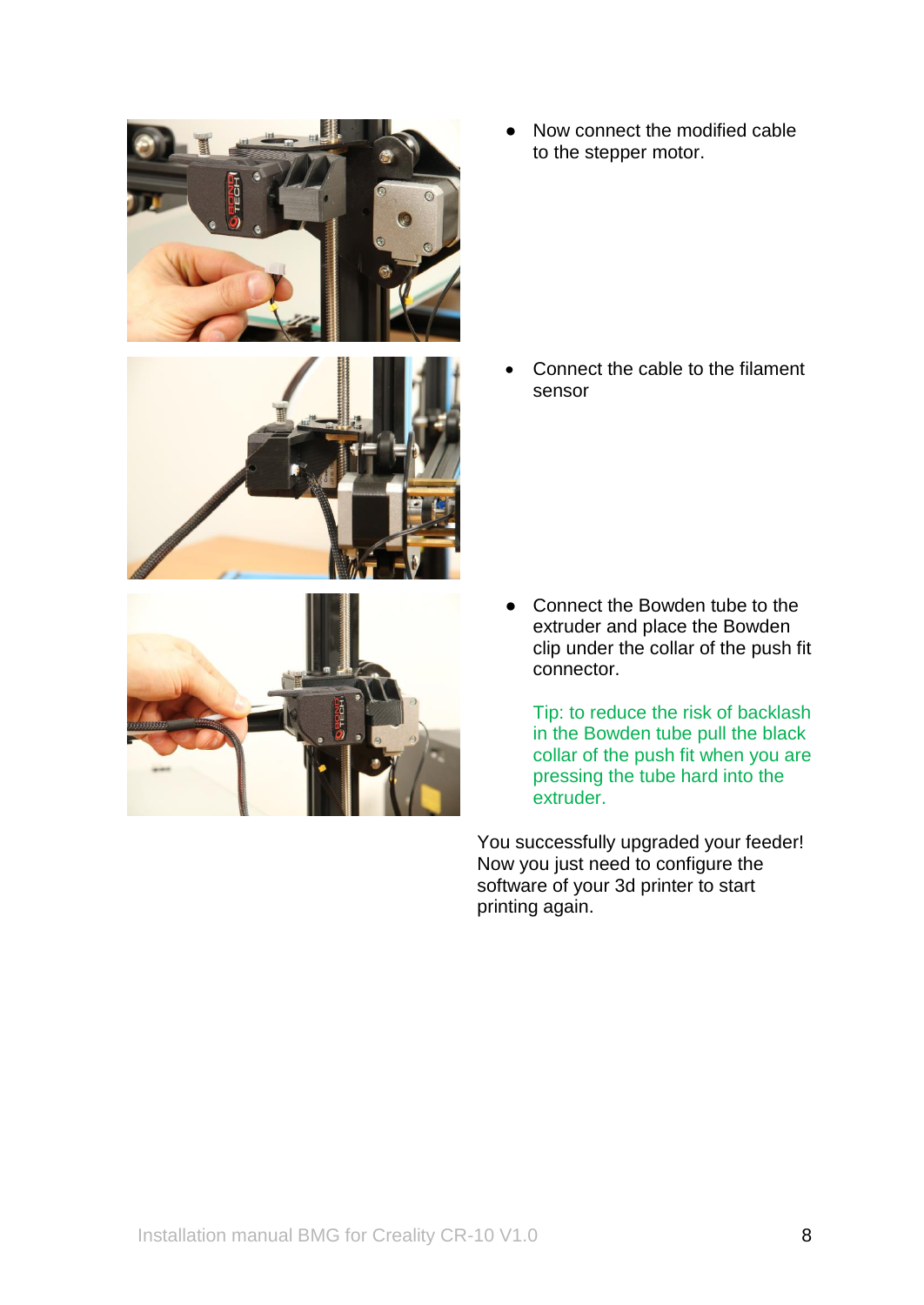- Now connect the modified cable to the stepper motor.

- Connect the cable to the filament sensor

- Connect the Bowden tube to the extruder and place the Bowden clip under the collar of the push fit connector.

  Tip: to reduce the risk of backlash in the Bowden tube pull the black collar of the push fit when you are pressing the tube hard into the extruder.

You successfully upgraded your feeder! Now you just need to configure the software of your 3d printer to start printing again.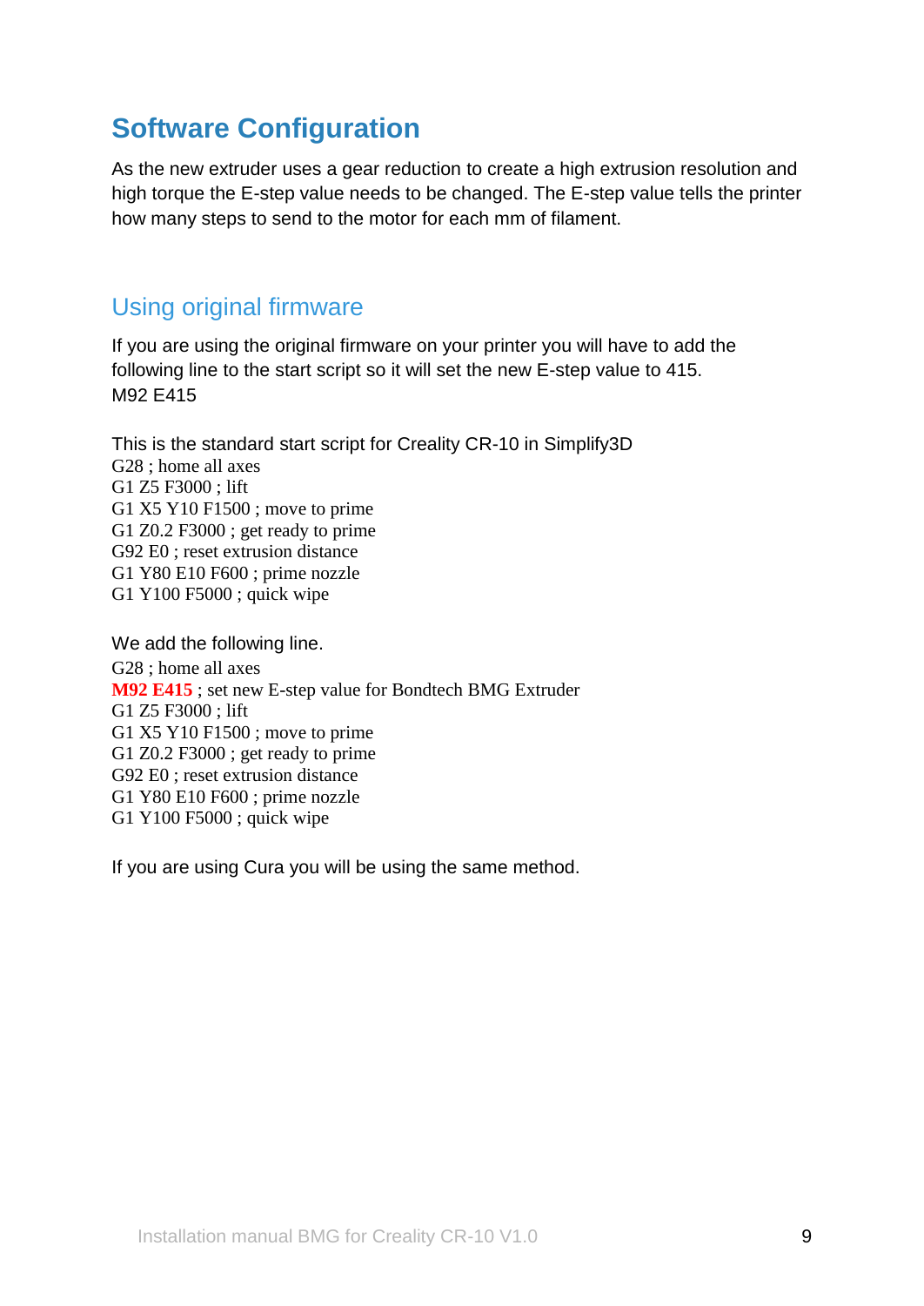# Software Configuration

As the new extruder uses a gear reduction to create a high extrusion resolution and high torque the E-step value needs to be changed. The E-step value tells the printer how many steps to send to the motor for each mm of filament.

## Using original firmware

If you are using the original firmware on your printer you will have to add the following line to the start script so it will set the new E-step value to 415.
M92 E415

This is the standard start script for Creality CR-10 in Simplify3D

```
G28 ; home all axes
G1 Z5 F3000 ; lift
G1 X5 Y10 F1500 ; move to prime
G1 Z0.2 F3000 ; get ready to prime
G92 E0 ; reset extrusion distance
G1 Y80 E10 F600 ; prime nozzle
G1 Y100 F5000 ; quick wipe
```

We add the following line.

```
G28 ; home all axes
M92 E415 ; set new E-step value for Bondtech BMG Extruder
G1 Z5 F3000 ; lift
G1 X5 Y10 F1500 ; move to prime
G1 Z0.2 F3000 ; get ready to prime
G92 E0 ; reset extrusion distance
G1 Y80 E10 F600 ; prime nozzle
G1 Y100 F5000 ; quick wipe
```

If you are using Cura you will be using the same method.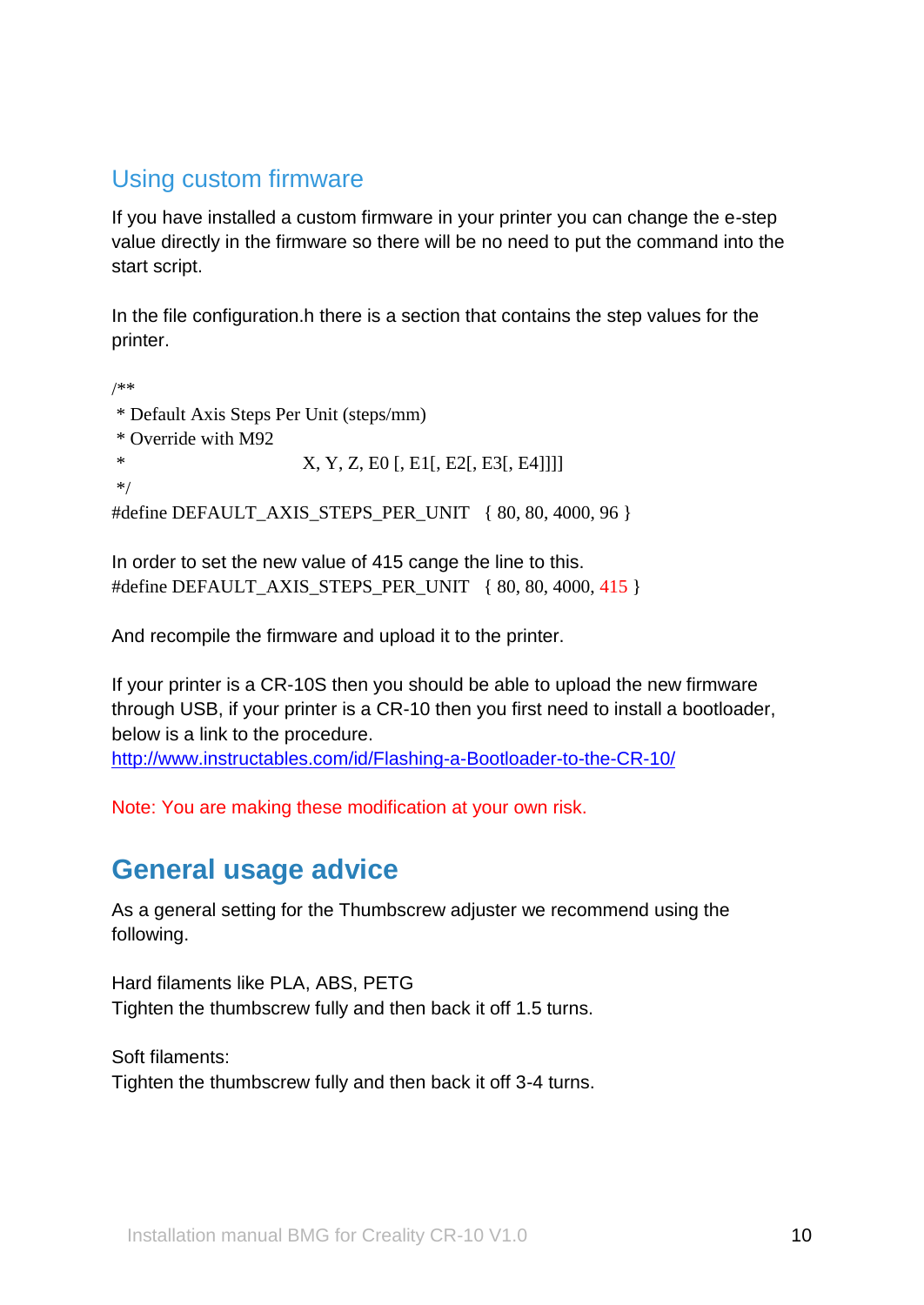## Using custom firmware

If you have installed a custom firmware in your printer you can change the e-step value directly in the firmware so there will be no need to put the command into the start script.

In the file configuration.h there is a section that contains the step values for the printer.

```
/**
 * Default Axis Steps Per Unit (steps/mm)
 * Override with M92
 *                          X, Y, Z, E0 [, E1[, E2[, E3[, E4]]]]
 */
#define DEFAULT_AXIS_STEPS_PER_UNIT   { 80, 80, 4000, 96 }
```

In order to set the new value of 415 cange the line to this.

```
#define DEFAULT_AXIS_STEPS_PER_UNIT   { 80, 80, 4000, 415 }
```

And recompile the firmware and upload it to the printer.

If your printer is a CR-10S then you should be able to upload the new firmware through USB, if your printer is a CR-10 then you first need to install a bootloader, below is a link to the procedure.
http://www.instructables.com/id/Flashing-a-Bootloader-to-the-CR-10/

Note: You are making these modification at your own risk.

## General usage advice

As a general setting for the Thumbscrew adjuster we recommend using the following.

Hard filaments like PLA, ABS, PETG
Tighten the thumbscrew fully and then back it off 1.5 turns.

Soft filaments:
Tighten the thumbscrew fully and then back it off 3-4 turns.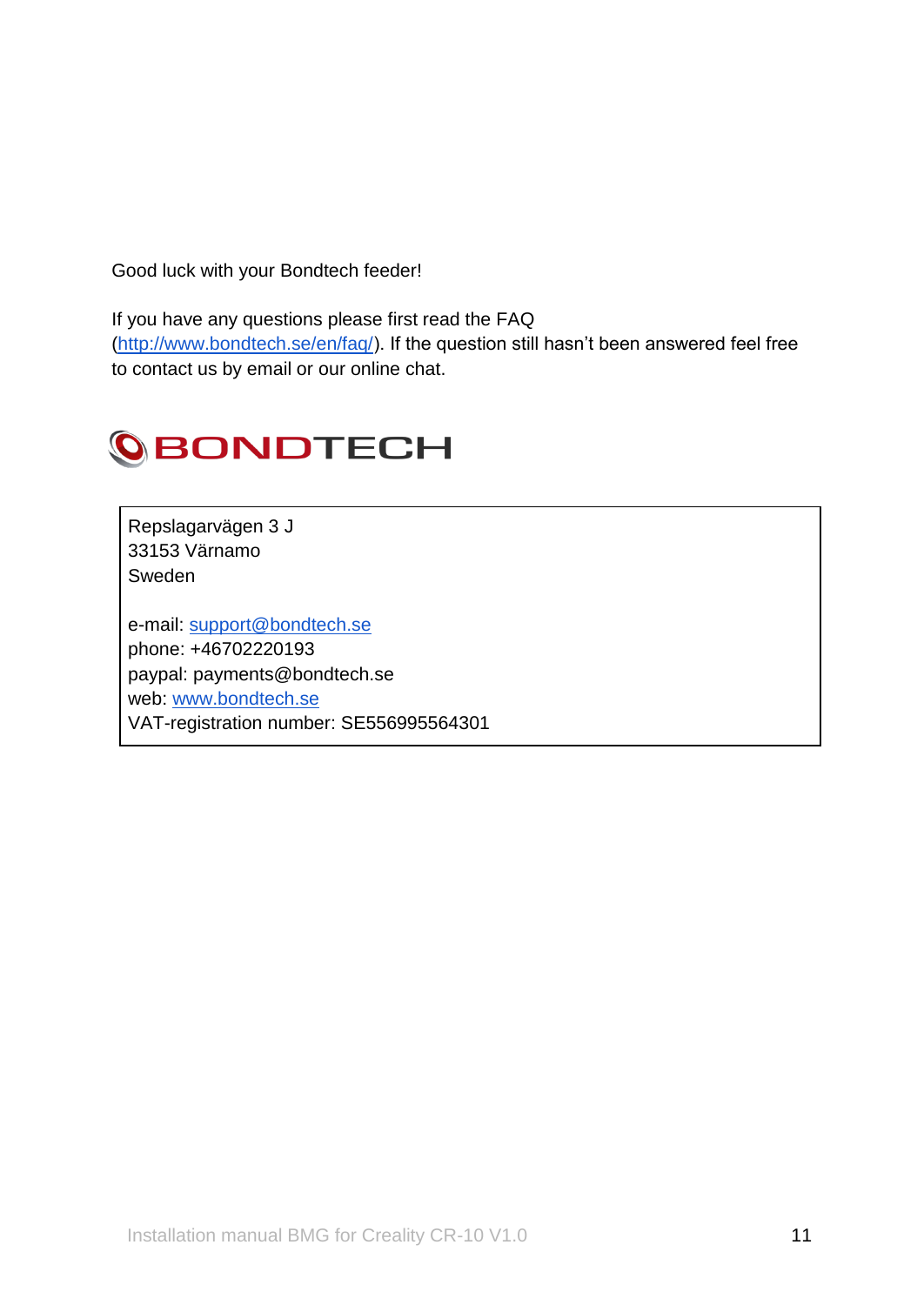Good luck with your Bondtech feeder!

If you have any questions please first read the FAQ (http://www.bondtech.se/en/faq/). If the question still hasn't been answered feel free to contact us by email or our online chat.

BONDTECH

Repslagarvägen 3 J
33153 Värnamo
Sweden

e-mail: support@bondtech.se
phone: +46702220193
paypal: payments@bondtech.se
web: www.bondtech.se
VAT-registration number: SE556995564301